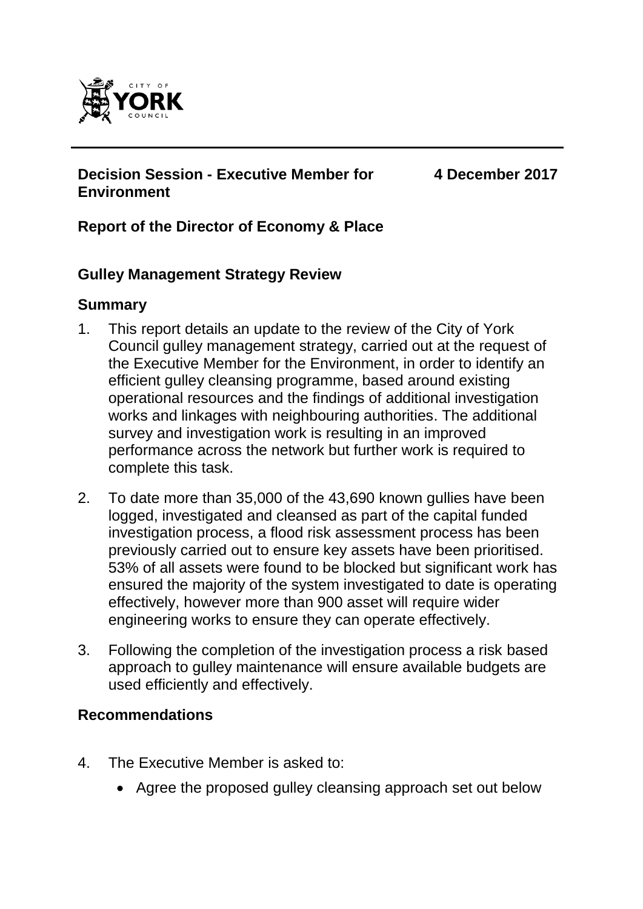CITY OF
**YORK**
COUNCIL

---

**Decision Session - Executive Member for Environment** **4 December 2017**

**Report of the Director of Economy & Place**

**Gulley Management Strategy Review**

## Summary

1. This report details an update to the review of the City of York Council gulley management strategy, carried out at the request of the Executive Member for the Environment, in order to identify an efficient gulley cleansing programme, based around existing operational resources and the findings of additional investigation works and linkages with neighbouring authorities. The additional survey and investigation work is resulting in an improved performance across the network but further work is required to complete this task.

2. To date more than 35,000 of the 43,690 known gullies have been logged, investigated and cleansed as part of the capital funded investigation process, a flood risk assessment process has been previously carried out to ensure key assets have been prioritised. 53% of all assets were found to be blocked but significant work has ensured the majority of the system investigated to date is operating effectively, however more than 900 asset will require wider engineering works to ensure they can operate effectively.

3. Following the completion of the investigation process a risk based approach to gulley maintenance will ensure available budgets are used efficiently and effectively.

## Recommendations

4. The Executive Member is asked to:

   - Agree the proposed gulley cleansing approach set out below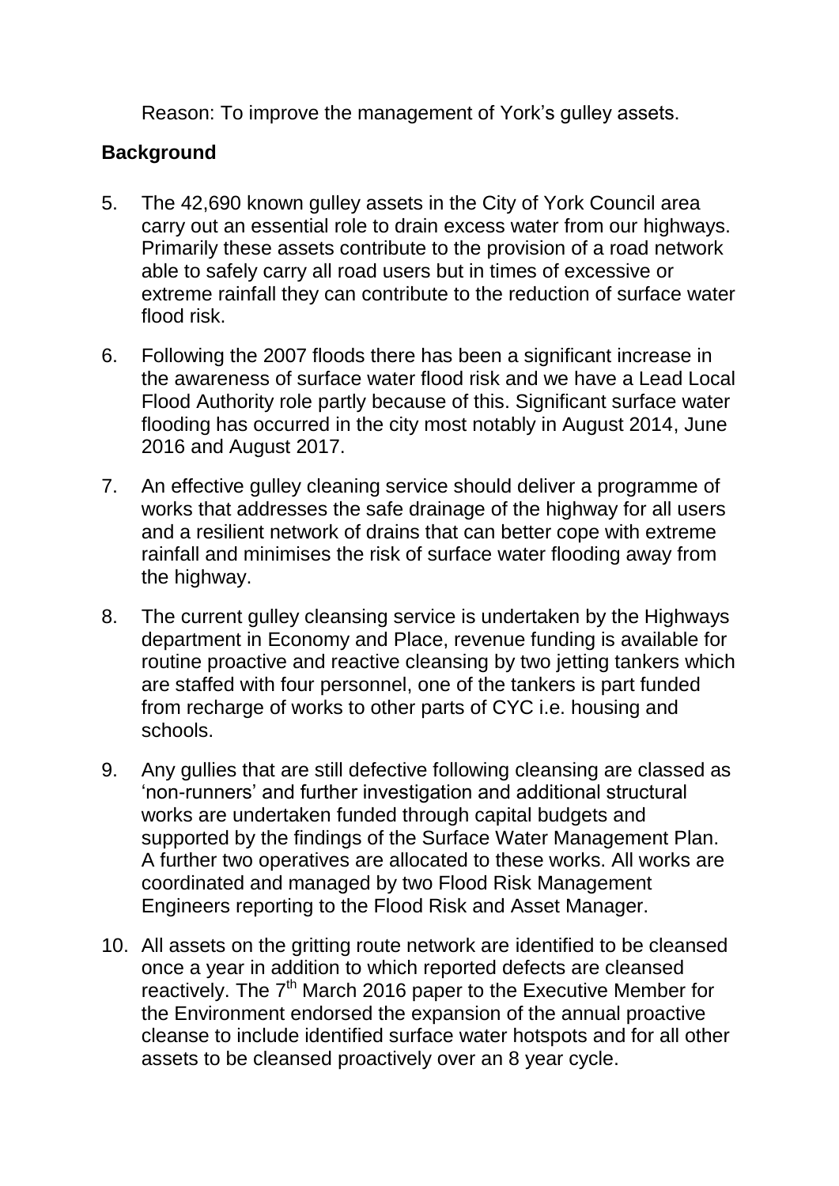Reason: To improve the management of York's gulley assets.

## Background

5. The 42,690 known gulley assets in the City of York Council area carry out an essential role to drain excess water from our highways. Primarily these assets contribute to the provision of a road network able to safely carry all road users but in times of excessive or extreme rainfall they can contribute to the reduction of surface water flood risk.

6. Following the 2007 floods there has been a significant increase in the awareness of surface water flood risk and we have a Lead Local Flood Authority role partly because of this. Significant surface water flooding has occurred in the city most notably in August 2014, June 2016 and August 2017.

7. An effective gulley cleaning service should deliver a programme of works that addresses the safe drainage of the highway for all users and a resilient network of drains that can better cope with extreme rainfall and minimises the risk of surface water flooding away from the highway.

8. The current gulley cleansing service is undertaken by the Highways department in Economy and Place, revenue funding is available for routine proactive and reactive cleansing by two jetting tankers which are staffed with four personnel, one of the tankers is part funded from recharge of works to other parts of CYC i.e. housing and schools.

9. Any gullies that are still defective following cleansing are classed as 'non-runners' and further investigation and additional structural works are undertaken funded through capital budgets and supported by the findings of the Surface Water Management Plan. A further two operatives are allocated to these works. All works are coordinated and managed by two Flood Risk Management Engineers reporting to the Flood Risk and Asset Manager.

10. All assets on the gritting route network are identified to be cleansed once a year in addition to which reported defects are cleansed reactively. The 7th March 2016 paper to the Executive Member for the Environment endorsed the expansion of the annual proactive cleanse to include identified surface water hotspots and for all other assets to be cleansed proactively over an 8 year cycle.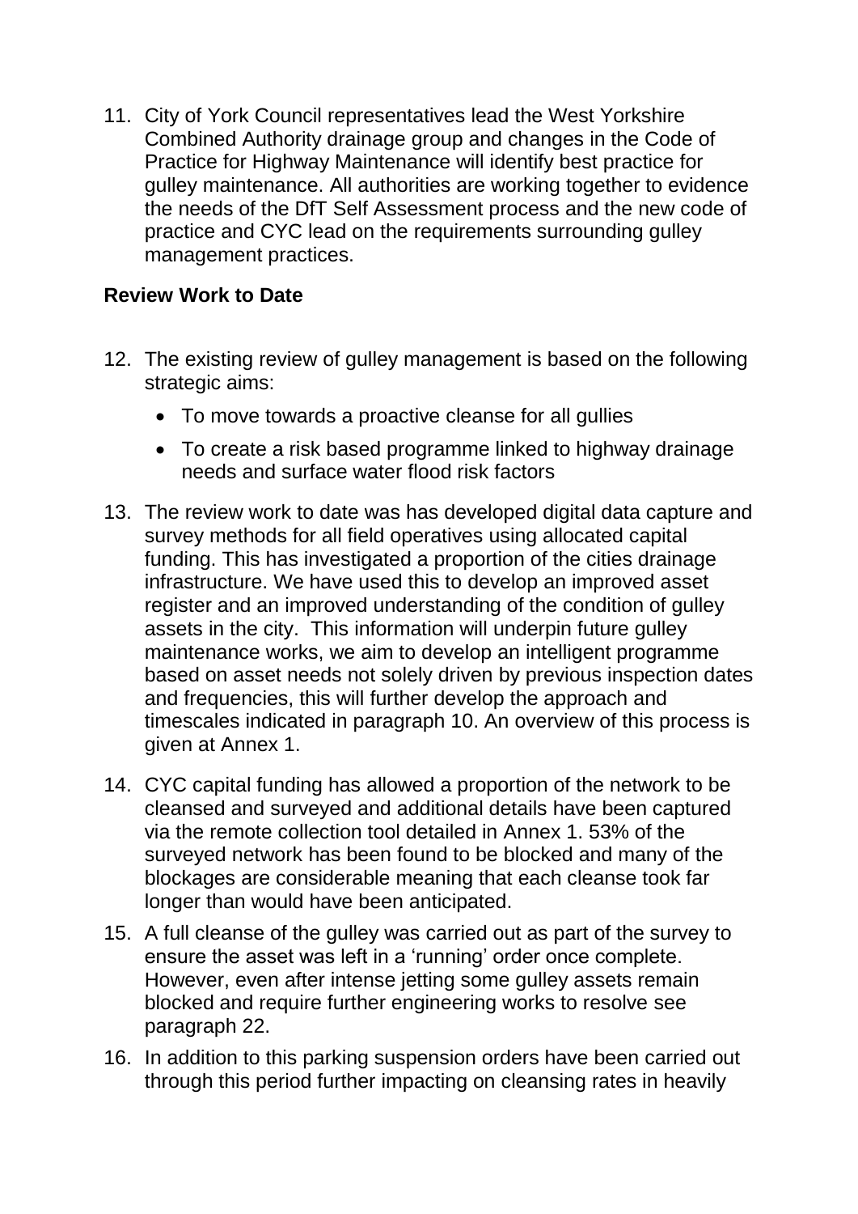11. City of York Council representatives lead the West Yorkshire Combined Authority drainage group and changes in the Code of Practice for Highway Maintenance will identify best practice for gulley maintenance. All authorities are working together to evidence the needs of the DfT Self Assessment process and the new code of practice and CYC lead on the requirements surrounding gulley management practices.

**Review Work to Date**

12. The existing review of gulley management is based on the following strategic aims:
    - To move towards a proactive cleanse for all gullies
    - To create a risk based programme linked to highway drainage needs and surface water flood risk factors

13. The review work to date was has developed digital data capture and survey methods for all field operatives using allocated capital funding. This has investigated a proportion of the cities drainage infrastructure. We have used this to develop an improved asset register and an improved understanding of the condition of gulley assets in the city. This information will underpin future gulley maintenance works, we aim to develop an intelligent programme based on asset needs not solely driven by previous inspection dates and frequencies, this will further develop the approach and timescales indicated in paragraph 10. An overview of this process is given at Annex 1.

14. CYC capital funding has allowed a proportion of the network to be cleansed and surveyed and additional details have been captured via the remote collection tool detailed in Annex 1. 53% of the surveyed network has been found to be blocked and many of the blockages are considerable meaning that each cleanse took far longer than would have been anticipated.

15. A full cleanse of the gulley was carried out as part of the survey to ensure the asset was left in a 'running' order once complete. However, even after intense jetting some gulley assets remain blocked and require further engineering works to resolve see paragraph 22.

16. In addition to this parking suspension orders have been carried out through this period further impacting on cleansing rates in heavily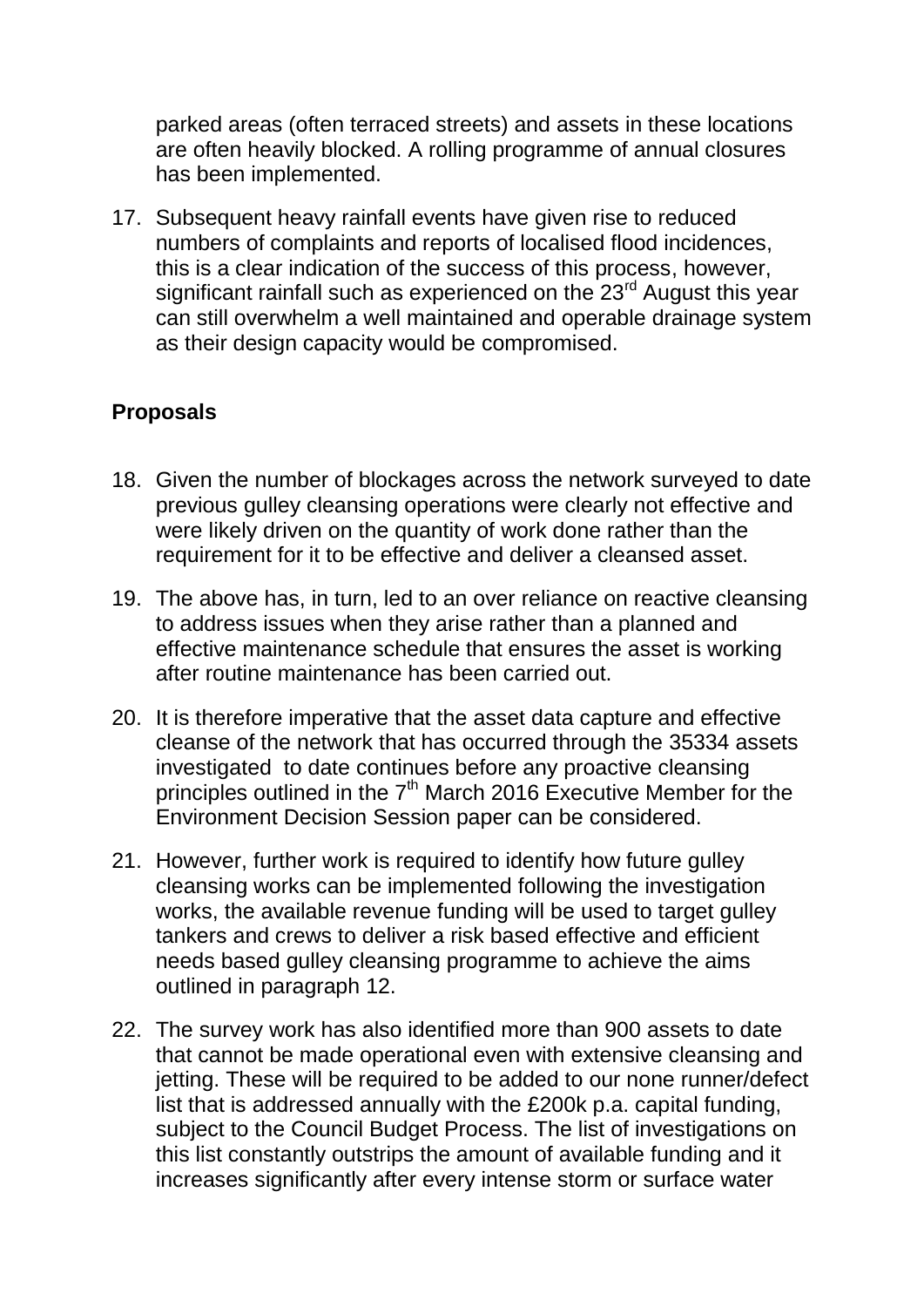parked areas (often terraced streets) and assets in these locations are often heavily blocked. A rolling programme of annual closures has been implemented.

17. Subsequent heavy rainfall events have given rise to reduced numbers of complaints and reports of localised flood incidences, this is a clear indication of the success of this process, however, significant rainfall such as experienced on the 23rd August this year can still overwhelm a well maintained and operable drainage system as their design capacity would be compromised.

**Proposals**

18. Given the number of blockages across the network surveyed to date previous gulley cleansing operations were clearly not effective and were likely driven on the quantity of work done rather than the requirement for it to be effective and deliver a cleansed asset.

19. The above has, in turn, led to an over reliance on reactive cleansing to address issues when they arise rather than a planned and effective maintenance schedule that ensures the asset is working after routine maintenance has been carried out.

20. It is therefore imperative that the asset data capture and effective cleanse of the network that has occurred through the 35334 assets investigated to date continues before any proactive cleansing principles outlined in the 7th March 2016 Executive Member for the Environment Decision Session paper can be considered.

21. However, further work is required to identify how future gulley cleansing works can be implemented following the investigation works, the available revenue funding will be used to target gulley tankers and crews to deliver a risk based effective and efficient needs based gulley cleansing programme to achieve the aims outlined in paragraph 12.

22. The survey work has also identified more than 900 assets to date that cannot be made operational even with extensive cleansing and jetting. These will be required to be added to our none runner/defect list that is addressed annually with the £200k p.a. capital funding, subject to the Council Budget Process. The list of investigations on this list constantly outstrips the amount of available funding and it increases significantly after every intense storm or surface water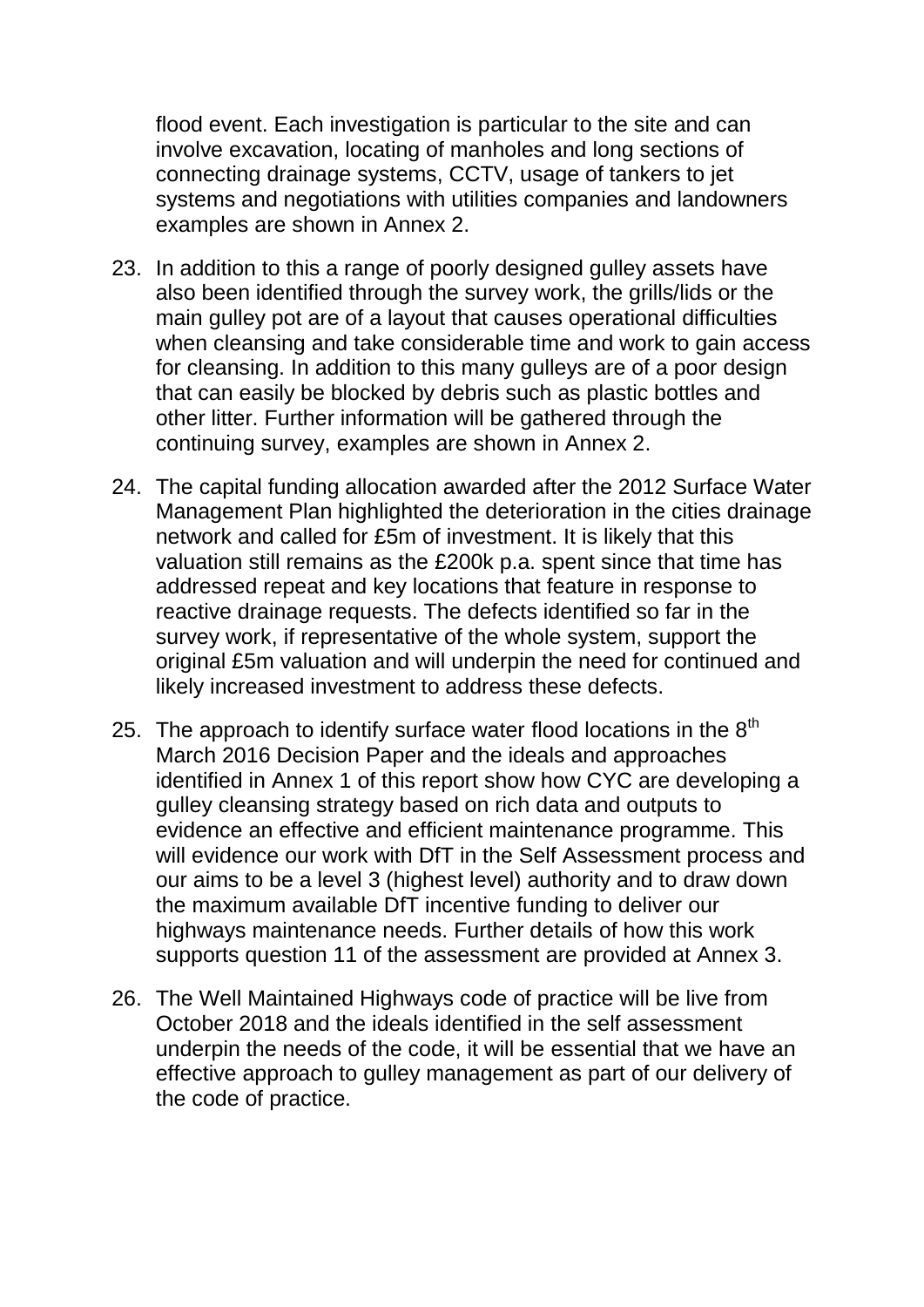flood event. Each investigation is particular to the site and can involve excavation, locating of manholes and long sections of connecting drainage systems, CCTV, usage of tankers to jet systems and negotiations with utilities companies and landowners examples are shown in Annex 2.

23. In addition to this a range of poorly designed gulley assets have also been identified through the survey work, the grills/lids or the main gulley pot are of a layout that causes operational difficulties when cleansing and take considerable time and work to gain access for cleansing. In addition to this many gulleys are of a poor design that can easily be blocked by debris such as plastic bottles and other litter. Further information will be gathered through the continuing survey, examples are shown in Annex 2.

24. The capital funding allocation awarded after the 2012 Surface Water Management Plan highlighted the deterioration in the cities drainage network and called for £5m of investment. It is likely that this valuation still remains as the £200k p.a. spent since that time has addressed repeat and key locations that feature in response to reactive drainage requests. The defects identified so far in the survey work, if representative of the whole system, support the original £5m valuation and will underpin the need for continued and likely increased investment to address these defects.

25. The approach to identify surface water flood locations in the 8th March 2016 Decision Paper and the ideals and approaches identified in Annex 1 of this report show how CYC are developing a gulley cleansing strategy based on rich data and outputs to evidence an effective and efficient maintenance programme. This will evidence our work with DfT in the Self Assessment process and our aims to be a level 3 (highest level) authority and to draw down the maximum available DfT incentive funding to deliver our highways maintenance needs. Further details of how this work supports question 11 of the assessment are provided at Annex 3.

26. The Well Maintained Highways code of practice will be live from October 2018 and the ideals identified in the self assessment underpin the needs of the code, it will be essential that we have an effective approach to gulley management as part of our delivery of the code of practice.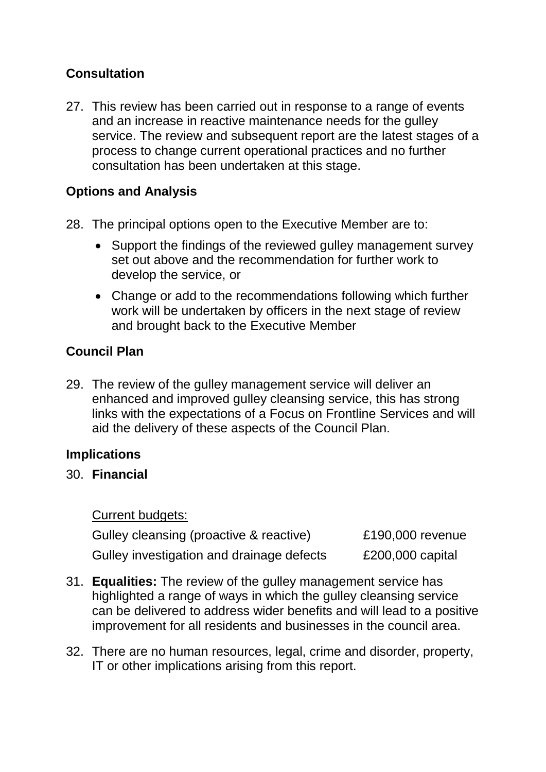## Consultation

27. This review has been carried out in response to a range of events and an increase in reactive maintenance needs for the gulley service. The review and subsequent report are the latest stages of a process to change current operational practices and no further consultation has been undertaken at this stage.

## Options and Analysis

28. The principal options open to the Executive Member are to:

    - Support the findings of the reviewed gulley management survey set out above and the recommendation for further work to develop the service, or
    - Change or add to the recommendations following which further work will be undertaken by officers in the next stage of review and brought back to the Executive Member

## Council Plan

29. The review of the gulley management service will deliver an enhanced and improved gulley cleansing service, this has strong links with the expectations of a Focus on Frontline Services and will aid the delivery of these aspects of the Council Plan.

## Implications

30. **Financial**

    Current budgets:

    | | |
    |---|---|
    | Gulley cleansing (proactive & reactive) | £190,000 revenue |
    | Gulley investigation and drainage defects | £200,000 capital |

31. **Equalities:** The review of the gulley management service has highlighted a range of ways in which the gulley cleansing service can be delivered to address wider benefits and will lead to a positive improvement for all residents and businesses in the council area.

32. There are no human resources, legal, crime and disorder, property, IT or other implications arising from this report.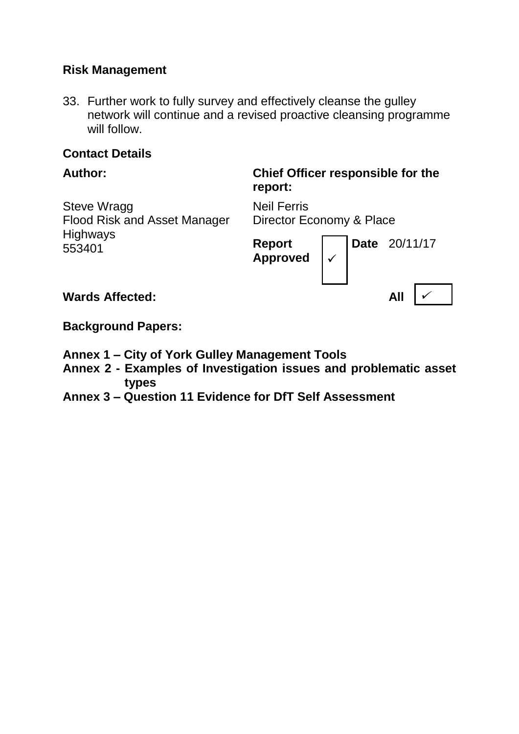## Risk Management

33. Further work to fully survey and effectively cleanse the gulley network will continue and a revised proactive cleansing programme will follow.

## Contact Details

| | |
|---|---|
| **Author:** | **Chief Officer responsible for the report:** |
| Steve Wragg<br>Flood Risk and Asset Manager<br>Highways<br>553401 | Neil Ferris<br>Director Economy & Place |
| | **Report Approved** ✓ **Date** 20/11/17 |

**Wards Affected:** **All** ✓

**Background Papers:**

**Annex 1 – City of York Gulley Management Tools**
**Annex 2 - Examples of Investigation issues and problematic asset types**
**Annex 3 – Question 11 Evidence for DfT Self Assessment**